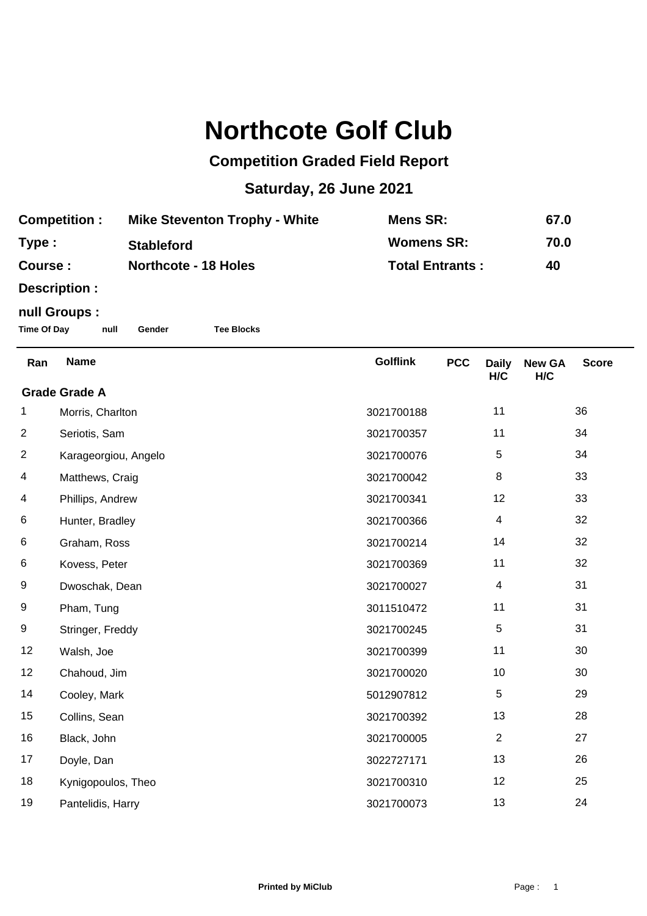# Northcote Golf Club

## Competition Graded Field Report

## Saturday, 26 June 2021

| | | | |
|---|---|---|---|
| **Competition :** | **Mike Steventon Trophy - White** | **Mens SR:** | **67.0** |
| **Type :** | **Stableford** | **Womens SR:** | **70.0** |
| **Course :** | **Northcote - 18 Holes** | **Total Entrants :** | **40** |

**Description :**

**null Groups :**

**Time Of Day** **null** **Gender** **Tee Blocks**

| Ran | Name | Golflink | PCC | Daily H/C | New GA H/C | Score |
|---|---|---|---|---|---|---|
| **Grade Grade A** | | | | | | |
| 1 | Morris, Charlton | 3021700188 | | 11 | | 36 |
| 2 | Seriotis, Sam | 3021700357 | | 11 | | 34 |
| 2 | Karageorgiou, Angelo | 3021700076 | | 5 | | 34 |
| 4 | Matthews, Craig | 3021700042 | | 8 | | 33 |
| 4 | Phillips, Andrew | 3021700341 | | 12 | | 33 |
| 6 | Hunter, Bradley | 3021700366 | | 4 | | 32 |
| 6 | Graham, Ross | 3021700214 | | 14 | | 32 |
| 6 | Kovess, Peter | 3021700369 | | 11 | | 32 |
| 9 | Dwoschak, Dean | 3021700027 | | 4 | | 31 |
| 9 | Pham, Tung | 3011510472 | | 11 | | 31 |
| 9 | Stringer, Freddy | 3021700245 | | 5 | | 31 |
| 12 | Walsh, Joe | 3021700399 | | 11 | | 30 |
| 12 | Chahoud, Jim | 3021700020 | | 10 | | 30 |
| 14 | Cooley, Mark | 5012907812 | | 5 | | 29 |
| 15 | Collins, Sean | 3021700392 | | 13 | | 28 |
| 16 | Black, John | 3021700005 | | 2 | | 27 |
| 17 | Doyle, Dan | 3022727171 | | 13 | | 26 |
| 18 | Kynigopoulos, Theo | 3021700310 | | 12 | | 25 |
| 19 | Pantelidis, Harry | 3021700073 | | 13 | | 24 |

**Printed by MiClub**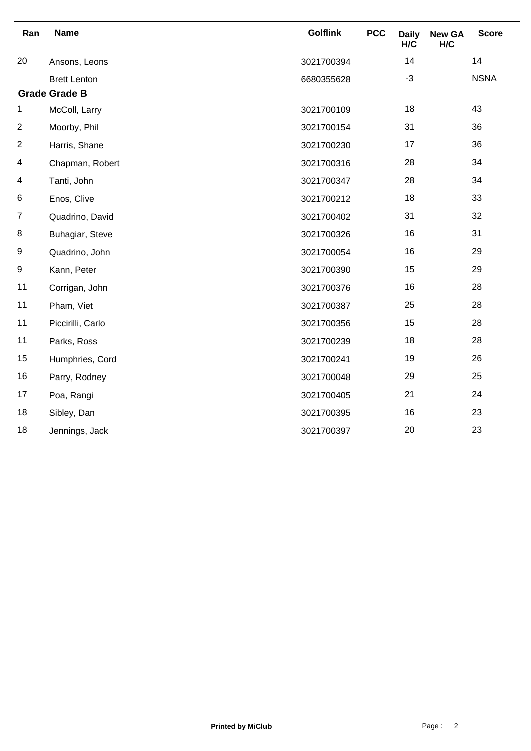| Ran | Name | Golflink | PCC | Daily H/C | New GA H/C | Score |
|---|---|---|---|---|---|---|
| 20 | Ansons, Leons | 3021700394 | | 14 | | 14 |
| | Brett Lenton | 6680355628 | | -3 | | NSNA |
| **Grade Grade B** | | | | | | |
| 1 | McColl, Larry | 3021700109 | | 18 | | 43 |
| 2 | Moorby, Phil | 3021700154 | | 31 | | 36 |
| 2 | Harris, Shane | 3021700230 | | 17 | | 36 |
| 4 | Chapman, Robert | 3021700316 | | 28 | | 34 |
| 4 | Tanti, John | 3021700347 | | 28 | | 34 |
| 6 | Enos, Clive | 3021700212 | | 18 | | 33 |
| 7 | Quadrino, David | 3021700402 | | 31 | | 32 |
| 8 | Buhagiar, Steve | 3021700326 | | 16 | | 31 |
| 9 | Quadrino, John | 3021700054 | | 16 | | 29 |
| 9 | Kann, Peter | 3021700390 | | 15 | | 29 |
| 11 | Corrigan, John | 3021700376 | | 16 | | 28 |
| 11 | Pham, Viet | 3021700387 | | 25 | | 28 |
| 11 | Piccirilli, Carlo | 3021700356 | | 15 | | 28 |
| 11 | Parks, Ross | 3021700239 | | 18 | | 28 |
| 15 | Humphries, Cord | 3021700241 | | 19 | | 26 |
| 16 | Parry, Rodney | 3021700048 | | 29 | | 25 |
| 17 | Poa, Rangi | 3021700405 | | 21 | | 24 |
| 18 | Sibley, Dan | 3021700395 | | 16 | | 23 |
| 18 | Jennings, Jack | 3021700397 | | 20 | | 23 |

**Printed by MiClub**